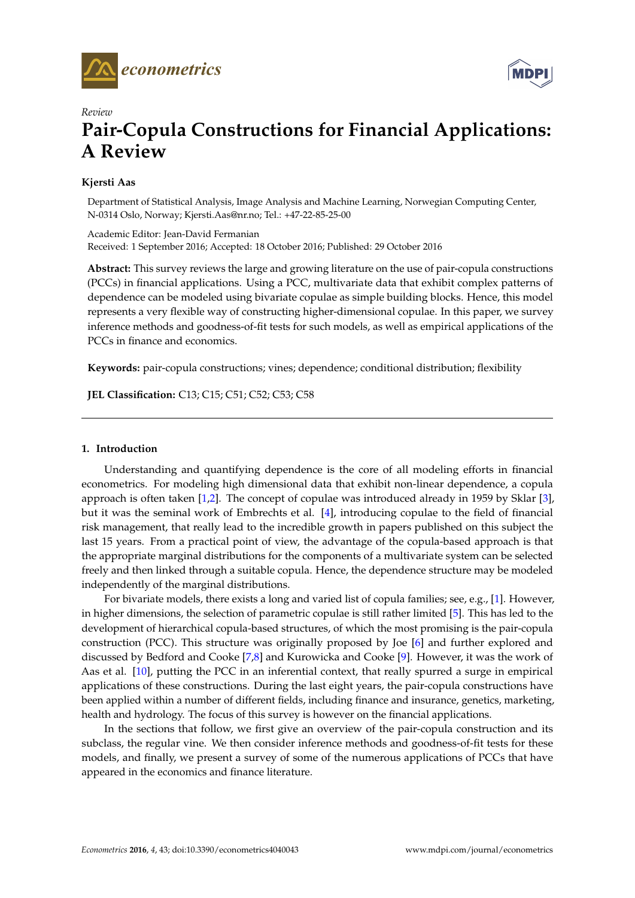*Review*

# Pair-Copula Constructions for Financial Applications: A Review

**Kjersti Aas**

Department of Statistical Analysis, Image Analysis and Machine Learning, Norwegian Computing Center, N-0314 Oslo, Norway; Kjersti.Aas@nr.no; Tel.: +47-22-85-25-00

Academic Editor: Jean-David Fermanian
Received: 1 September 2016; Accepted: 18 October 2016; Published: 29 October 2016

**Abstract:** This survey reviews the large and growing literature on the use of pair-copula constructions (PCCs) in financial applications. Using a PCC, multivariate data that exhibit complex patterns of dependence can be modeled using bivariate copulae as simple building blocks. Hence, this model represents a very flexible way of constructing higher-dimensional copulae. In this paper, we survey inference methods and goodness-of-fit tests for such models, as well as empirical applications of the PCCs in finance and economics.

**Keywords:** pair-copula constructions; vines; dependence; conditional distribution; flexibility

**JEL Classification:** C13; C15; C51; C52; C53; C58

## 1. Introduction

Understanding and quantifying dependence is the core of all modeling efforts in financial econometrics. For modeling high dimensional data that exhibit non-linear dependence, a copula approach is often taken [1,2]. The concept of copulae was introduced already in 1959 by Sklar [3], but it was the seminal work of Embrechts et al. [4], introducing copulae to the field of financial risk management, that really lead to the incredible growth in papers published on this subject the last 15 years. From a practical point of view, the advantage of the copula-based approach is that the appropriate marginal distributions for the components of a multivariate system can be selected freely and then linked through a suitable copula. Hence, the dependence structure may be modeled independently of the marginal distributions.

For bivariate models, there exists a long and varied list of copula families; see, e.g., [1]. However, in higher dimensions, the selection of parametric copulae is still rather limited [5]. This has led to the development of hierarchical copula-based structures, of which the most promising is the pair-copula construction (PCC). This structure was originally proposed by Joe [6] and further explored and discussed by Bedford and Cooke [7,8] and Kurowicka and Cooke [9]. However, it was the work of Aas et al. [10], putting the PCC in an inferential context, that really spurred a surge in empirical applications of these constructions. During the last eight years, the pair-copula constructions have been applied within a number of different fields, including finance and insurance, genetics, marketing, health and hydrology. The focus of this survey is however on the financial applications.

In the sections that follow, we first give an overview of the pair-copula construction and its subclass, the regular vine. We then consider inference methods and goodness-of-fit tests for these models, and finally, we present a survey of some of the numerous applications of PCCs that have appeared in the economics and finance literature.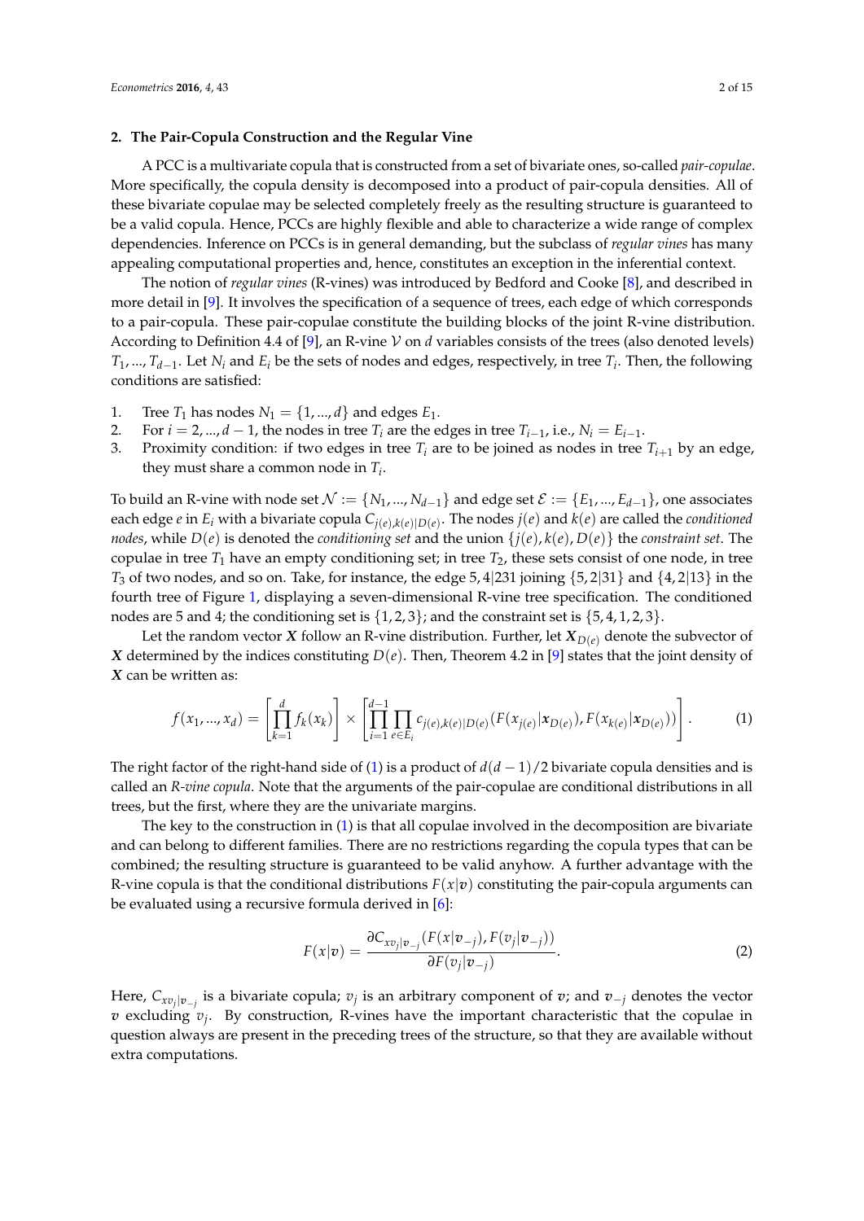## 2. The Pair-Copula Construction and the Regular Vine

A PCC is a multivariate copula that is constructed from a set of bivariate ones, so-called *pair-copulae*. More specifically, the copula density is decomposed into a product of pair-copula densities. All of these bivariate copulae may be selected completely freely as the resulting structure is guaranteed to be a valid copula. Hence, PCCs are highly flexible and able to characterize a wide range of complex dependencies. Inference on PCCs is in general demanding, but the subclass of *regular vines* has many appealing computational properties and, hence, constitutes an exception in the inferential context.

The notion of *regular vines* (R-vines) was introduced by Bedford and Cooke [8], and described in more detail in [9]. It involves the specification of a sequence of trees, each edge of which corresponds to a pair-copula. These pair-copulae constitute the building blocks of the joint R-vine distribution. According to Definition 4.4 of [9], an R-vine $\mathcal{V}$ on $d$ variables consists of the trees (also denoted levels) $T_1, ..., T_{d-1}$. Let $N_i$ and $E_i$ be the sets of nodes and edges, respectively, in tree $T_i$. Then, the following conditions are satisfied:

1. Tree $T_1$ has nodes $N_1 = \{1, ..., d\}$ and edges $E_1$.
2. For $i = 2, ..., d-1$, the nodes in tree $T_i$ are the edges in tree $T_{i-1}$, i.e., $N_i = E_{i-1}$.
3. Proximity condition: if two edges in tree $T_i$ are to be joined as nodes in tree $T_{i+1}$ by an edge, they must share a common node in $T_i$.

To build an R-vine with node set $\mathcal{N} := \{N_1, ..., N_{d-1}\}$ and edge set $\mathcal{E} := \{E_1, ..., E_{d-1}\}$, one associates each edge $e$ in $E_i$ with a bivariate copula $C_{j(e),k(e)|D(e)}$. The nodes $j(e)$ and $k(e)$ are called the *conditioned nodes*, while $D(e)$ is denoted the *conditioning set* and the union $\{j(e), k(e), D(e)\}$ the *constraint set*. The copulae in tree $T_1$ have an empty conditioning set; in tree $T_2$, these sets consist of one node, in tree $T_3$ of two nodes, and so on. Take, for instance, the edge $5, 4|231$ joining $\{5, 2|31\}$ and $\{4, 2|13\}$ in the fourth tree of Figure 1, displaying a seven-dimensional R-vine tree specification. The conditioned nodes are 5 and 4; the conditioning set is $\{1, 2, 3\}$; and the constraint set is $\{5, 4, 1, 2, 3\}$.

Let the random vector $\boldsymbol{X}$ follow an R-vine distribution. Further, let $\boldsymbol{X}_{D(e)}$ denote the subvector of $\boldsymbol{X}$ determined by the indices constituting $D(e)$. Then, Theorem 4.2 in [9] states that the joint density of $\boldsymbol{X}$ can be written as:

$$f(x_1, ..., x_d) = \left[\prod_{k=1}^{d} f_k(x_k)\right] \times \left[\prod_{i=1}^{d-1} \prod_{e \in E_i} c_{j(e),k(e)|D(e)}(F(x_{j(e)}|\boldsymbol{x}_{D(e)}), F(x_{k(e)}|\boldsymbol{x}_{D(e)}))\right]. \quad (1)$$

The right factor of the right-hand side of (1) is a product of $d(d-1)/2$ bivariate copula densities and is called an *R-vine copula*. Note that the arguments of the pair-copulae are conditional distributions in all trees, but the first, where they are the univariate margins.

The key to the construction in (1) is that all copulae involved in the decomposition are bivariate and can belong to different families. There are no restrictions regarding the copula types that can be combined; the resulting structure is guaranteed to be valid anyhow. A further advantage with the R-vine copula is that the conditional distributions $F(x|\boldsymbol{v})$ constituting the pair-copula arguments can be evaluated using a recursive formula derived in [6]:

$$F(x|\boldsymbol{v}) = \frac{\partial C_{xv_j|\boldsymbol{v}_{-j}}(F(x|\boldsymbol{v}_{-j}), F(v_j|\boldsymbol{v}_{-j}))}{\partial F(v_j|\boldsymbol{v}_{-j})}. \quad (2)$$

Here, $C_{xv_j|\boldsymbol{v}_{-j}}$ is a bivariate copula; $v_j$ is an arbitrary component of $\boldsymbol{v}$; and $\boldsymbol{v}_{-j}$ denotes the vector $\boldsymbol{v}$ excluding $v_j$. By construction, R-vines have the important characteristic that the copulae in question always are present in the preceding trees of the structure, so that they are available without extra computations.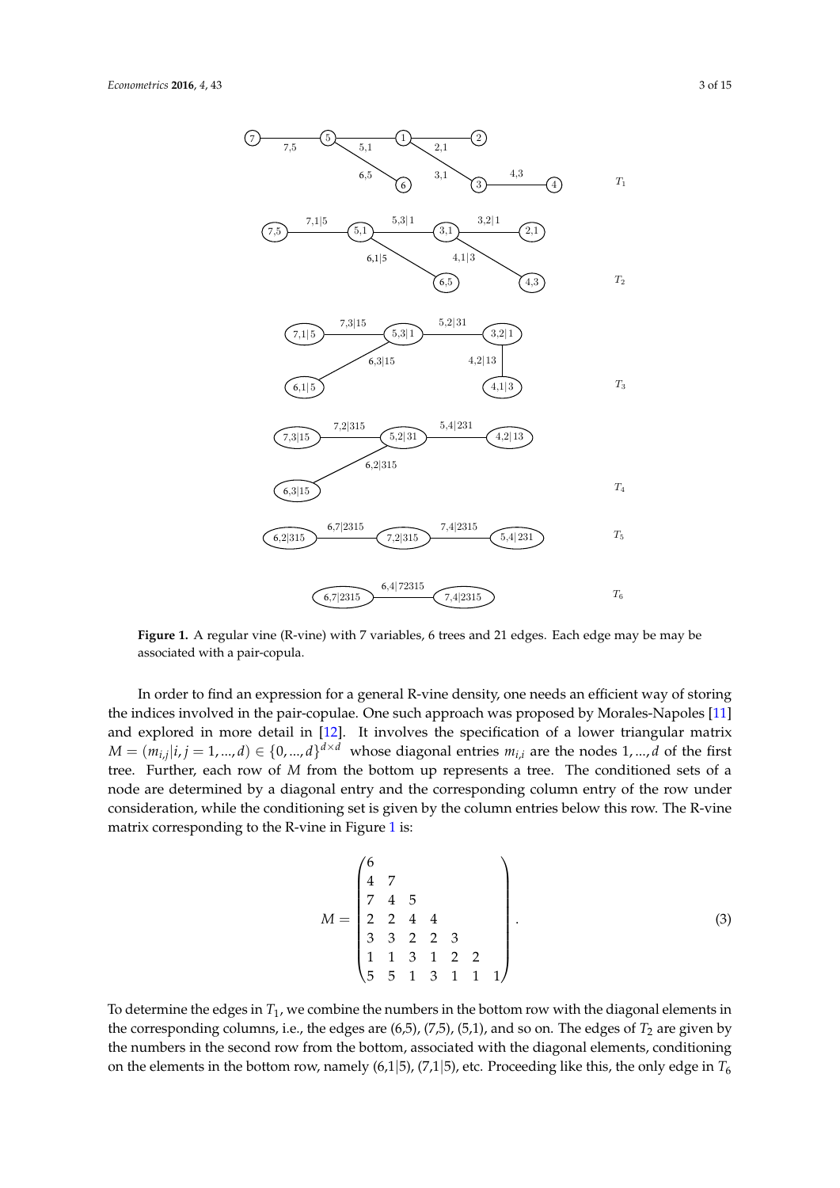**Figure 1.** A regular vine (R-vine) with 7 variables, 6 trees and 21 edges. Each edge may be may be associated with a pair-copula.

In order to find an expression for a general R-vine density, one needs an efficient way of storing the indices involved in the pair-copulae. One such approach was proposed by Morales-Napoles [11] and explored in more detail in [12]. It involves the specification of a lower triangular matrix $M = (m_{i,j}|i,j = 1,...,d) \in \{0,...,d\}^{d\times d}$ whose diagonal entries $m_{i,i}$ are the nodes $1,...,d$ of the first tree. Further, each row of $M$ from the bottom up represents a tree. The conditioned sets of a node are determined by a diagonal entry and the corresponding column entry of the row under consideration, while the conditioning set is given by the column entries below this row. The R-vine matrix corresponding to the R-vine in Figure 1 is:

$$M = \begin{pmatrix} 6 & & & & & & \\ 4 & 7 & & & & & \\ 7 & 4 & 5 & & & & \\ 2 & 2 & 4 & 4 & & & \\ 3 & 3 & 2 & 2 & 3 & & \\ 1 & 1 & 3 & 1 & 2 & 2 & \\ 5 & 5 & 1 & 3 & 1 & 1 & 1 \end{pmatrix}. \tag{3}$$

To determine the edges in $T_1$, we combine the numbers in the bottom row with the diagonal elements in the corresponding columns, i.e., the edges are (6,5), (7,5), (5,1), and so on. The edges of $T_2$ are given by the numbers in the second row from the bottom, associated with the diagonal elements, conditioning on the elements in the bottom row, namely (6,1|5), (7,1|5), etc. Proceeding like this, the only edge in $T_6$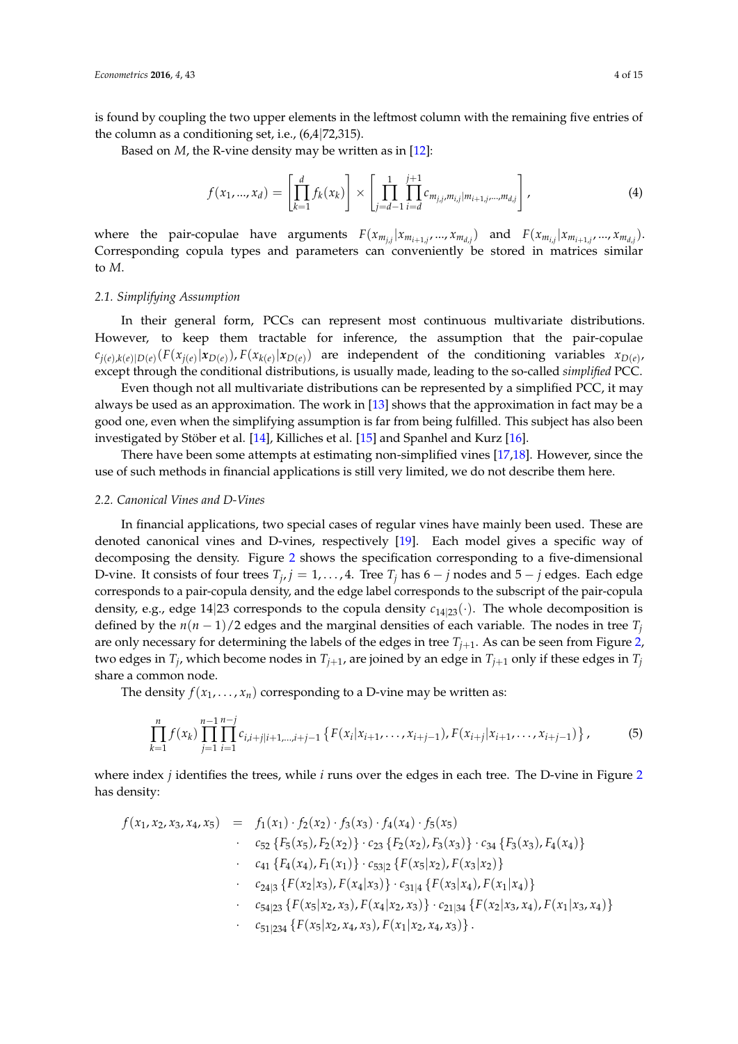is found by coupling the two upper elements in the leftmost column with the remaining five entries of the column as a conditioning set, i.e., (6,4|72,315).

Based on $M$, the R-vine density may be written as in [12]:

$$f(x_1, ..., x_d) = \left[\prod_{k=1}^{d} f_k(x_k)\right] \times \left[\prod_{j=d-1}^{1} \prod_{i=d}^{j+1} c_{m_{j,j}, m_{i,j}|m_{i+1,j}, ..., m_{d,j}}\right], \tag{4}$$

where the pair-copulae have arguments $F(x_{m_{j,j}}|x_{m_{i+1,j}}, ..., x_{m_{d,j}})$ and $F(x_{m_{i,j}}|x_{m_{i+1,j}}, ..., x_{m_{d,j}})$. Corresponding copula types and parameters can conveniently be stored in matrices similar to $M$.

### 2.1. Simplifying Assumption

In their general form, PCCs can represent most continuous multivariate distributions. However, to keep them tractable for inference, the assumption that the pair-copulae $c_{j(e),k(e)|D(e)}(F(x_{j(e)}|\boldsymbol{x}_{D(e)}), F(x_{k(e)}|\boldsymbol{x}_{D(e)}))$ are independent of the conditioning variables $x_{D(e)}$, except through the conditional distributions, is usually made, leading to the so-called *simplified* PCC.

Even though not all multivariate distributions can be represented by a simplified PCC, it may always be used as an approximation. The work in [13] shows that the approximation in fact may be a good one, even when the simplifying assumption is far from being fulfilled. This subject has also been investigated by Stöber et al. [14], Killiches et al. [15] and Spanhel and Kurz [16].

There have been some attempts at estimating non-simplified vines [17,18]. However, since the use of such methods in financial applications is still very limited, we do not describe them here.

### 2.2. Canonical Vines and D-Vines

In financial applications, two special cases of regular vines have mainly been used. These are denoted canonical vines and D-vines, respectively [19]. Each model gives a specific way of decomposing the density. Figure 2 shows the specification corresponding to a five-dimensional D-vine. It consists of four trees $T_j, j = 1, \ldots, 4$. Tree $T_j$ has $6 - j$ nodes and $5 - j$ edges. Each edge corresponds to a pair-copula density, and the edge label corresponds to the subscript of the pair-copula density, e.g., edge 14|23 corresponds to the copula density $c_{14|23}(\cdot)$. The whole decomposition is defined by the $n(n-1)/2$ edges and the marginal densities of each variable. The nodes in tree $T_j$ are only necessary for determining the labels of the edges in tree $T_{j+1}$. As can be seen from Figure 2, two edges in $T_j$, which become nodes in $T_{j+1}$, are joined by an edge in $T_{j+1}$ only if these edges in $T_j$ share a common node.

The density $f(x_1, \ldots, x_n)$ corresponding to a D-vine may be written as:

$$\prod_{k=1}^{n} f(x_k) \prod_{j=1}^{n-1} \prod_{i=1}^{n-j} c_{i,i+j|i+1,\ldots,i+j-1}\left\{F(x_i|x_{i+1}, \ldots, x_{i+j-1}), F(x_{i+j}|x_{i+1}, \ldots, x_{i+j-1})\right\}, \tag{5}$$

where index $j$ identifies the trees, while $i$ runs over the edges in each tree. The D-vine in Figure 2 has density:

$$\begin{aligned}
f(x_1, x_2, x_3, x_4, x_5) \;=\; & f_1(x_1) \cdot f_2(x_2) \cdot f_3(x_3) \cdot f_4(x_4) \cdot f_5(x_5) \\
\cdot\; & c_{52}\left\{F_5(x_5), F_2(x_2)\right\} \cdot c_{23}\left\{F_2(x_2), F_3(x_3)\right\} \cdot c_{34}\left\{F_3(x_3), F_4(x_4)\right\} \\
\cdot\; & c_{41}\left\{F_4(x_4), F_1(x_1)\right\} \cdot c_{53|2}\left\{F(x_5|x_2), F(x_3|x_2)\right\} \\
\cdot\; & c_{24|3}\left\{F(x_2|x_3), F(x_4|x_3)\right\} \cdot c_{31|4}\left\{F(x_3|x_4), F(x_1|x_4)\right\} \\
\cdot\; & c_{54|23}\left\{F(x_5|x_2, x_3), F(x_4|x_2, x_3)\right\} \cdot c_{21|34}\left\{F(x_2|x_3, x_4), F(x_1|x_3, x_4)\right\} \\
\cdot\; & c_{51|234}\left\{F(x_5|x_2, x_4, x_3), F(x_1|x_2, x_4, x_3)\right\}.
\end{aligned}$$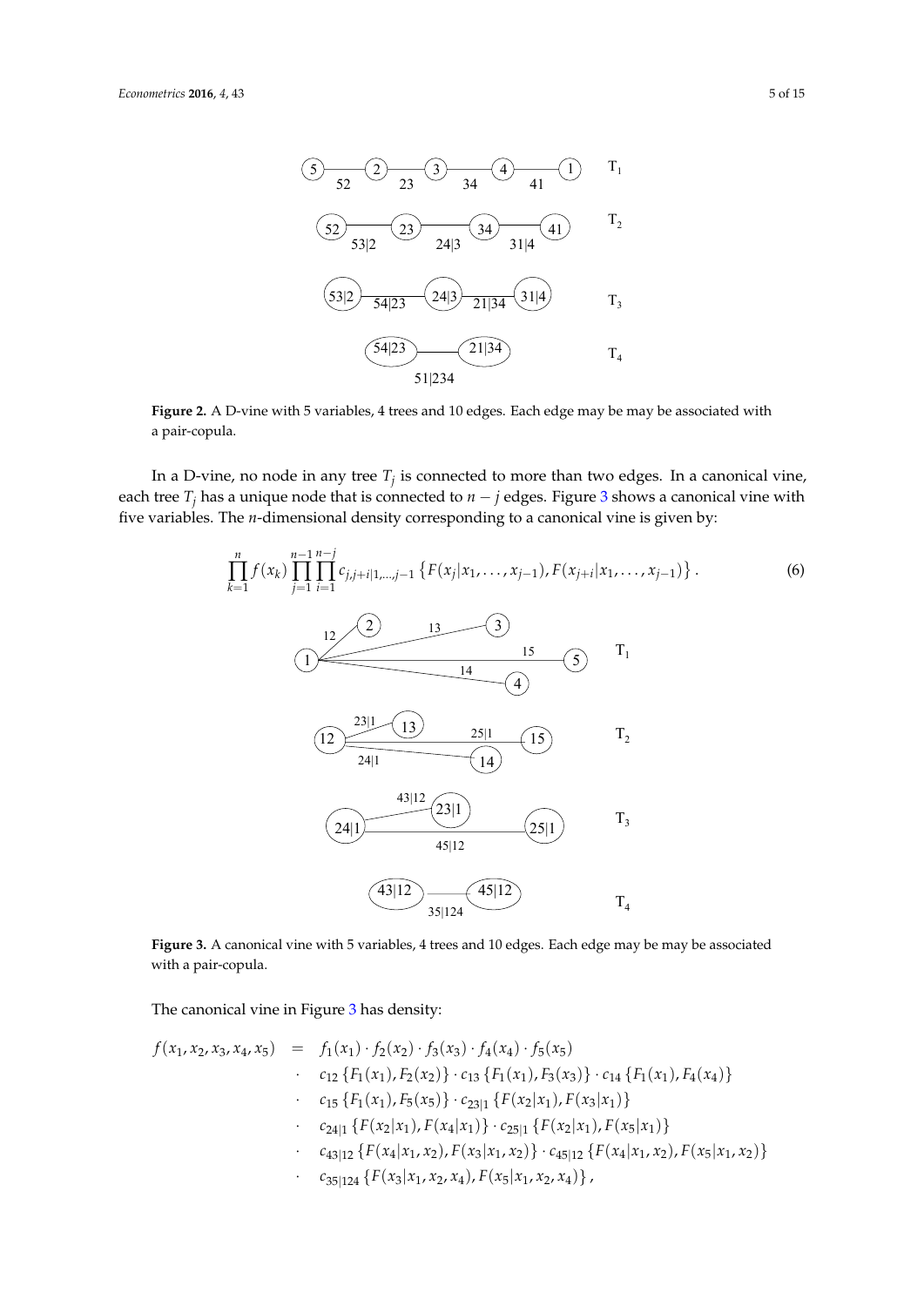**Figure 2.** A D-vine with 5 variables, 4 trees and 10 edges. Each edge may be may be associated with a pair-copula.

In a D-vine, no node in any tree $T_j$ is connected to more than two edges. In a canonical vine, each tree $T_j$ has a unique node that is connected to $n-j$ edges. Figure 3 shows a canonical vine with five variables. The $n$-dimensional density corresponding to a canonical vine is given by:

$$\prod_{k=1}^{n} f(x_k) \prod_{j=1}^{n-1} \prod_{i=1}^{n-j} c_{j,j+i|1,\ldots,j-1} \left\{ F(x_j|x_1,\ldots,x_{j-1}), F(x_{j+i}|x_1,\ldots,x_{j-1}) \right\}. \tag{6}$$

**Figure 3.** A canonical vine with 5 variables, 4 trees and 10 edges. Each edge may be may be associated with a pair-copula.

The canonical vine in Figure 3 has density:

$$\begin{aligned}
f(x_1,x_2,x_3,x_4,x_5) &= f_1(x_1)\cdot f_2(x_2)\cdot f_3(x_3)\cdot f_4(x_4)\cdot f_5(x_5) \\
&\cdot\ c_{12}\left\{F_1(x_1),F_2(x_2)\right\}\cdot c_{13}\left\{F_1(x_1),F_3(x_3)\right\}\cdot c_{14}\left\{F_1(x_1),F_4(x_4)\right\} \\
&\cdot\ c_{15}\left\{F_1(x_1),F_5(x_5)\right\}\cdot c_{23|1}\left\{F(x_2|x_1),F(x_3|x_1)\right\} \\
&\cdot\ c_{24|1}\left\{F(x_2|x_1),F(x_4|x_1)\right\}\cdot c_{25|1}\left\{F(x_2|x_1),F(x_5|x_1)\right\} \\
&\cdot\ c_{43|12}\left\{F(x_4|x_1,x_2),F(x_3|x_1,x_2)\right\}\cdot c_{45|12}\left\{F(x_4|x_1,x_2),F(x_5|x_1,x_2)\right\} \\
&\cdot\ c_{35|124}\left\{F(x_3|x_1,x_2,x_4),F(x_5|x_1,x_2,x_4)\right\},
\end{aligned}$$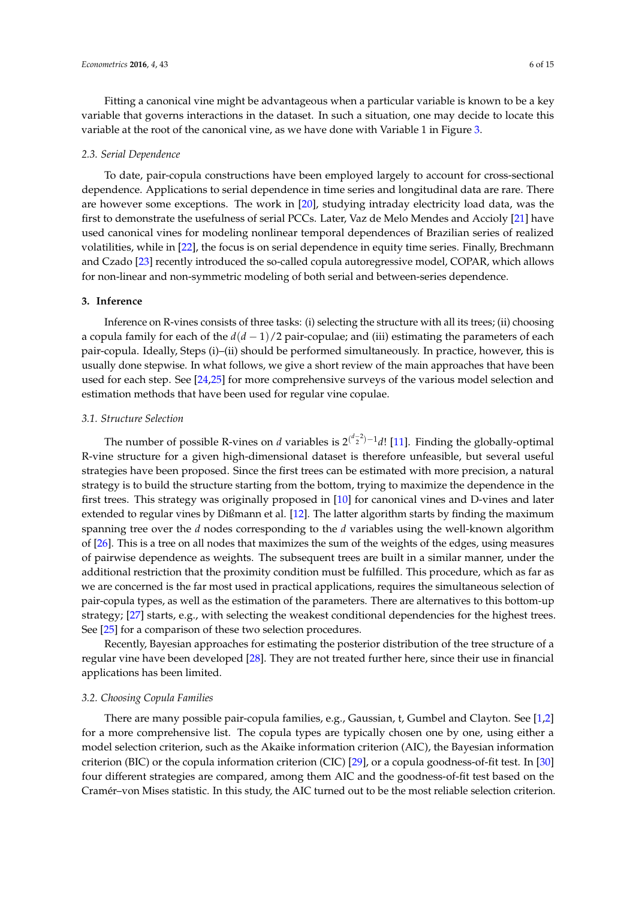Fitting a canonical vine might be advantageous when a particular variable is known to be a key variable that governs interactions in the dataset. In such a situation, one may decide to locate this variable at the root of the canonical vine, as we have done with Variable 1 in Figure 3.

### 2.3. Serial Dependence

To date, pair-copula constructions have been employed largely to account for cross-sectional dependence. Applications to serial dependence in time series and longitudinal data are rare. There are however some exceptions. The work in [20], studying intraday electricity load data, was the first to demonstrate the usefulness of serial PCCs. Later, Vaz de Melo Mendes and Accioly [21] have used canonical vines for modeling nonlinear temporal dependences of Brazilian series of realized volatilities, while in [22], the focus is on serial dependence in equity time series. Finally, Brechmann and Czado [23] recently introduced the so-called copula autoregressive model, COPAR, which allows for non-linear and non-symmetric modeling of both serial and between-series dependence.

## 3. Inference

Inference on R-vines consists of three tasks: (i) selecting the structure with all its trees; (ii) choosing a copula family for each of the $d(d-1)/2$ pair-copulae; and (iii) estimating the parameters of each pair-copula. Ideally, Steps (i)–(ii) should be performed simultaneously. In practice, however, this is usually done stepwise. In what follows, we give a short review of the main approaches that have been used for each step. See [24,25] for more comprehensive surveys of the various model selection and estimation methods that have been used for regular vine copulae.

### 3.1. Structure Selection

The number of possible R-vines on $d$ variables is $2^{\binom{d-2}{2}-1}d!$ [11]. Finding the globally-optimal R-vine structure for a given high-dimensional dataset is therefore unfeasible, but several useful strategies have been proposed. Since the first trees can be estimated with more precision, a natural strategy is to build the structure starting from the bottom, trying to maximize the dependence in the first trees. This strategy was originally proposed in [10] for canonical vines and D-vines and later extended to regular vines by Dißmann et al. [12]. The latter algorithm starts by finding the maximum spanning tree over the $d$ nodes corresponding to the $d$ variables using the well-known algorithm of [26]. This is a tree on all nodes that maximizes the sum of the weights of the edges, using measures of pairwise dependence as weights. The subsequent trees are built in a similar manner, under the additional restriction that the proximity condition must be fulfilled. This procedure, which as far as we are concerned is the far most used in practical applications, requires the simultaneous selection of pair-copula types, as well as the estimation of the parameters. There are alternatives to this bottom-up strategy; [27] starts, e.g., with selecting the weakest conditional dependencies for the highest trees. See [25] for a comparison of these two selection procedures.

Recently, Bayesian approaches for estimating the posterior distribution of the tree structure of a regular vine have been developed [28]. They are not treated further here, since their use in financial applications has been limited.

### 3.2. Choosing Copula Families

There are many possible pair-copula families, e.g., Gaussian, t, Gumbel and Clayton. See [1,2] for a more comprehensive list. The copula types are typically chosen one by one, using either a model selection criterion, such as the Akaike information criterion (AIC), the Bayesian information criterion (BIC) or the copula information criterion (CIC) [29], or a copula goodness-of-fit test. In [30] four different strategies are compared, among them AIC and the goodness-of-fit test based on the Cramér–von Mises statistic. In this study, the AIC turned out to be the most reliable selection criterion.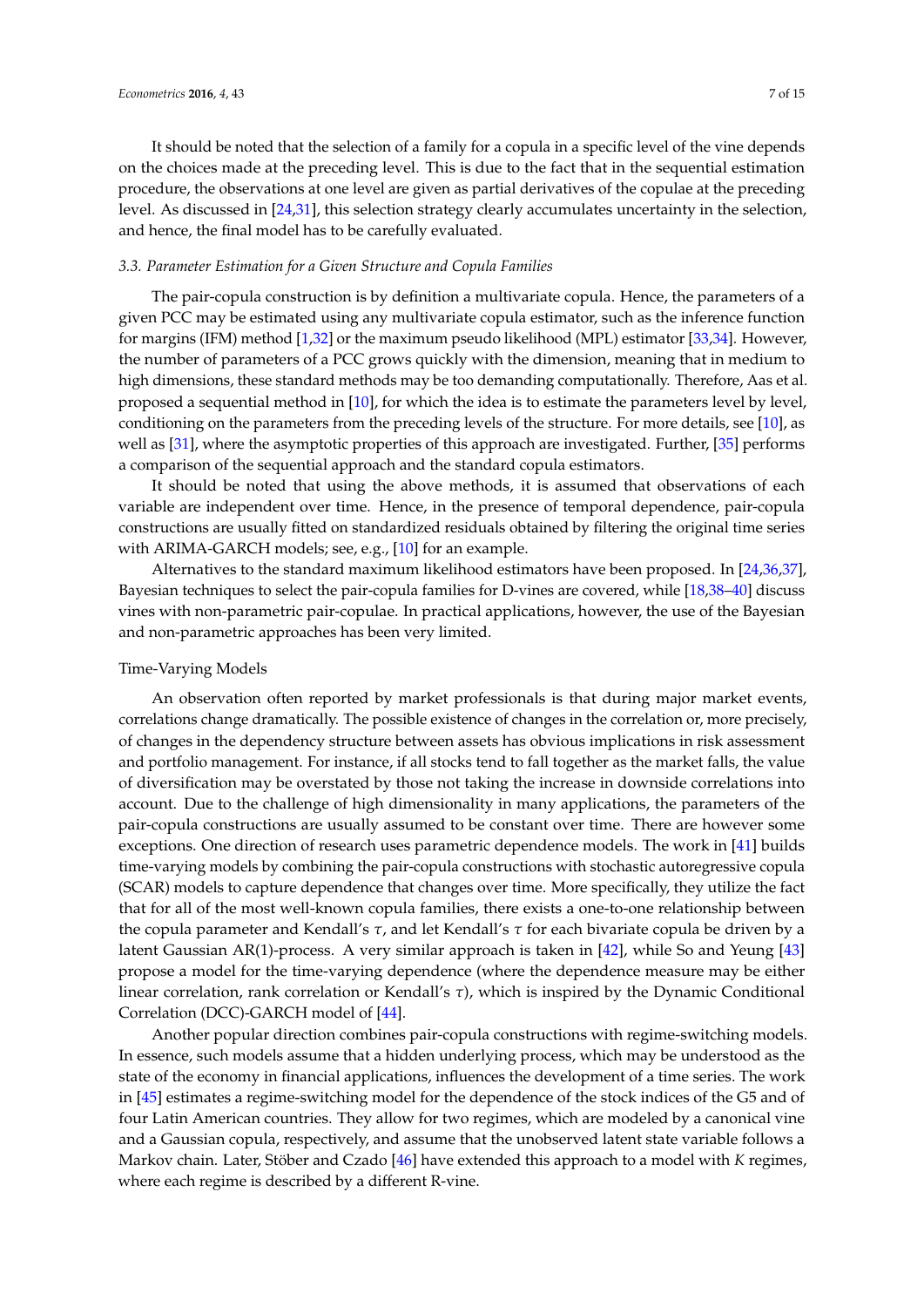It should be noted that the selection of a family for a copula in a specific level of the vine depends on the choices made at the preceding level. This is due to the fact that in the sequential estimation procedure, the observations at one level are given as partial derivatives of the copulae at the preceding level. As discussed in [24,31], this selection strategy clearly accumulates uncertainty in the selection, and hence, the final model has to be carefully evaluated.

### *3.3. Parameter Estimation for a Given Structure and Copula Families*

The pair-copula construction is by definition a multivariate copula. Hence, the parameters of a given PCC may be estimated using any multivariate copula estimator, such as the inference function for margins (IFM) method [1,32] or the maximum pseudo likelihood (MPL) estimator [33,34]. However, the number of parameters of a PCC grows quickly with the dimension, meaning that in medium to high dimensions, these standard methods may be too demanding computationally. Therefore, Aas et al. proposed a sequential method in [10], for which the idea is to estimate the parameters level by level, conditioning on the parameters from the preceding levels of the structure. For more details, see [10], as well as [31], where the asymptotic properties of this approach are investigated. Further, [35] performs a comparison of the sequential approach and the standard copula estimators.

It should be noted that using the above methods, it is assumed that observations of each variable are independent over time. Hence, in the presence of temporal dependence, pair-copula constructions are usually fitted on standardized residuals obtained by filtering the original time series with ARIMA-GARCH models; see, e.g., [10] for an example.

Alternatives to the standard maximum likelihood estimators have been proposed. In [24,36,37], Bayesian techniques to select the pair-copula families for D-vines are covered, while [18,38–40] discuss vines with non-parametric pair-copulae. In practical applications, however, the use of the Bayesian and non-parametric approaches has been very limited.

#### Time-Varying Models

An observation often reported by market professionals is that during major market events, correlations change dramatically. The possible existence of changes in the correlation or, more precisely, of changes in the dependency structure between assets has obvious implications in risk assessment and portfolio management. For instance, if all stocks tend to fall together as the market falls, the value of diversification may be overstated by those not taking the increase in downside correlations into account. Due to the challenge of high dimensionality in many applications, the parameters of the pair-copula constructions are usually assumed to be constant over time. There are however some exceptions. One direction of research uses parametric dependence models. The work in [41] builds time-varying models by combining the pair-copula constructions with stochastic autoregressive copula (SCAR) models to capture dependence that changes over time. More specifically, they utilize the fact that for all of the most well-known copula families, there exists a one-to-one relationship between the copula parameter and Kendall's $\tau$, and let Kendall's $\tau$ for each bivariate copula be driven by a latent Gaussian AR(1)-process. A very similar approach is taken in [42], while So and Yeung [43] propose a model for the time-varying dependence (where the dependence measure may be either linear correlation, rank correlation or Kendall's $\tau$), which is inspired by the Dynamic Conditional Correlation (DCC)-GARCH model of [44].

Another popular direction combines pair-copula constructions with regime-switching models. In essence, such models assume that a hidden underlying process, which may be understood as the state of the economy in financial applications, influences the development of a time series. The work in [45] estimates a regime-switching model for the dependence of the stock indices of the G5 and of four Latin American countries. They allow for two regimes, which are modeled by a canonical vine and a Gaussian copula, respectively, and assume that the unobserved latent state variable follows a Markov chain. Later, Stöber and Czado [46] have extended this approach to a model with $K$ regimes, where each regime is described by a different R-vine.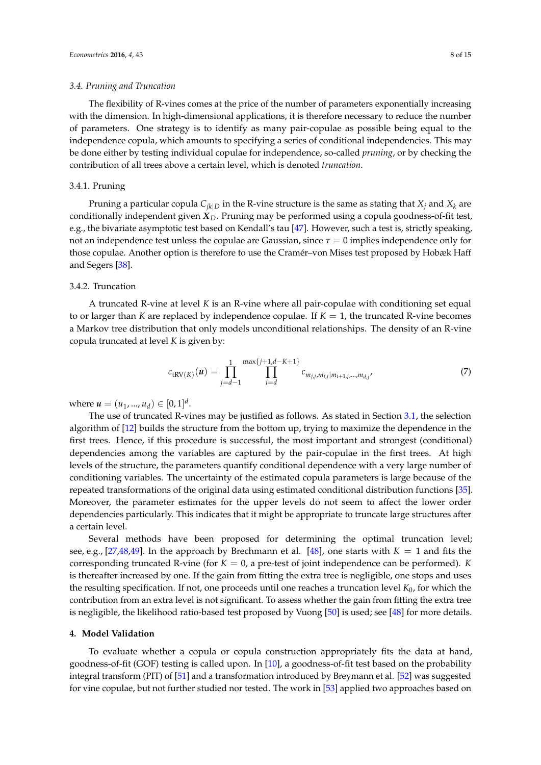### 3.4. Pruning and Truncation

The flexibility of R-vines comes at the price of the number of parameters exponentially increasing with the dimension. In high-dimensional applications, it is therefore necessary to reduce the number of parameters. One strategy is to identify as many pair-copulae as possible being equal to the independence copula, which amounts to specifying a series of conditional independencies. This may be done either by testing individual copulae for independence, so-called *pruning*, or by checking the contribution of all trees above a certain level, which is denoted *truncation*.

#### 3.4.1. Pruning

Pruning a particular copula $C_{jk|D}$ in the R-vine structure is the same as stating that $X_j$ and $X_k$ are conditionally independent given $\boldsymbol{X}_D$. Pruning may be performed using a copula goodness-of-fit test, e.g., the bivariate asymptotic test based on Kendall's tau [47]. However, such a test is, strictly speaking, not an independence test unless the copulae are Gaussian, since $\tau = 0$ implies independence only for those copulae. Another option is therefore to use the Cramér–von Mises test proposed by Hobæk Haff and Segers [38].

#### 3.4.2. Truncation

A truncated R-vine at level $K$ is an R-vine where all pair-copulae with conditioning set equal to or larger than $K$ are replaced by independence copulae. If $K = 1$, the truncated R-vine becomes a Markov tree distribution that only models unconditional relationships. The density of an R-vine copula truncated at level $K$ is given by:

$$c_{\text{tRV}(K)}(\boldsymbol{u}) = \prod_{j=d-1}^{1} \prod_{i=d}^{\max\{j+1, d-K+1\}} c_{m_{j,j}, m_{i,j} | m_{i+1,j}, \ldots, m_{d,j}}, \tag{7}$$

where $\boldsymbol{u} = (u_1, \ldots, u_d) \in [0,1]^d$.

The use of truncated R-vines may be justified as follows. As stated in Section 3.1, the selection algorithm of [12] builds the structure from the bottom up, trying to maximize the dependence in the first trees. Hence, if this procedure is successful, the most important and strongest (conditional) dependencies among the variables are captured by the pair-copulae in the first trees. At high levels of the structure, the parameters quantify conditional dependence with a very large number of conditioning variables. The uncertainty of the estimated copula parameters is large because of the repeated transformations of the original data using estimated conditional distribution functions [35]. Moreover, the parameter estimates for the upper levels do not seem to affect the lower order dependencies particularly. This indicates that it might be appropriate to truncate large structures after a certain level.

Several methods have been proposed for determining the optimal truncation level; see, e.g., [27,48,49]. In the approach by Brechmann et al. [48], one starts with $K = 1$ and fits the corresponding truncated R-vine (for $K = 0$, a pre-test of joint independence can be performed). $K$ is thereafter increased by one. If the gain from fitting the extra tree is negligible, one stops and uses the resulting specification. If not, one proceeds until one reaches a truncation level $K_0$, for which the contribution from an extra level is not significant. To assess whether the gain from fitting the extra tree is negligible, the likelihood ratio-based test proposed by Vuong [50] is used; see [48] for more details.

## 4. Model Validation

To evaluate whether a copula or copula construction appropriately fits the data at hand, goodness-of-fit (GOF) testing is called upon. In [10], a goodness-of-fit test based on the probability integral transform (PIT) of [51] and a transformation introduced by Breymann et al. [52] was suggested for vine copulae, but not further studied nor tested. The work in [53] applied two approaches based on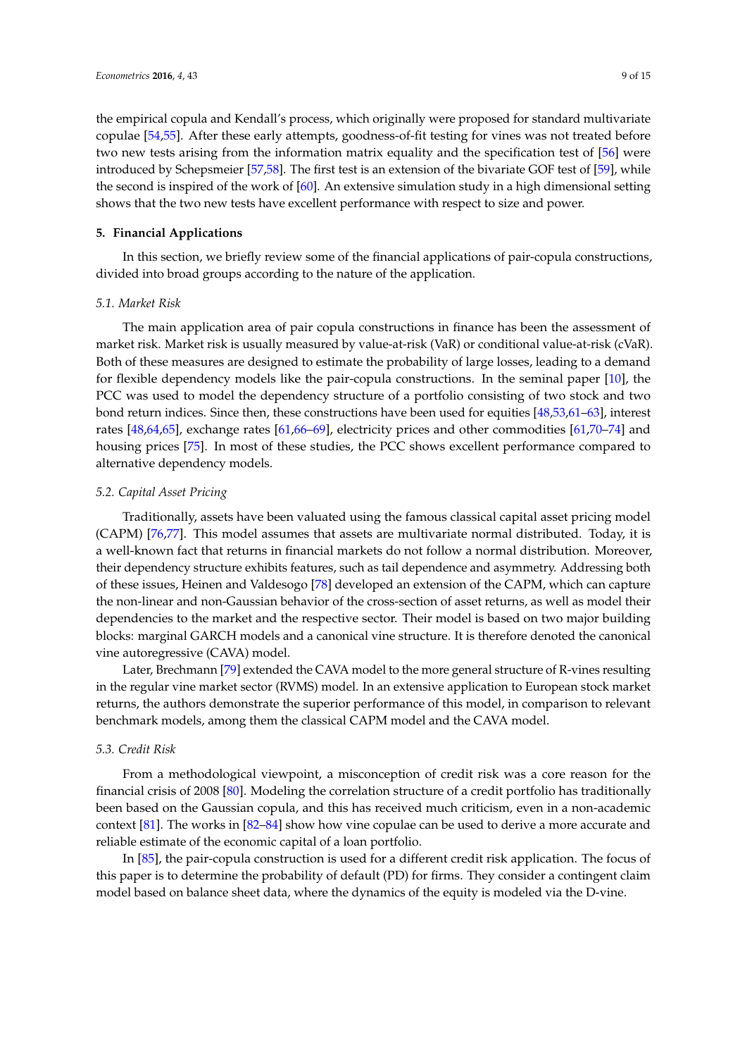the empirical copula and Kendall's process, which originally were proposed for standard multivariate copulae [54,55]. After these early attempts, goodness-of-fit testing for vines was not treated before two new tests arising from the information matrix equality and the specification test of [56] were introduced by Schepsmeier [57,58]. The first test is an extension of the bivariate GOF test of [59], while the second is inspired of the work of [60]. An extensive simulation study in a high dimensional setting shows that the two new tests have excellent performance with respect to size and power.

## 5. Financial Applications

In this section, we briefly review some of the financial applications of pair-copula constructions, divided into broad groups according to the nature of the application.

### 5.1. Market Risk

The main application area of pair copula constructions in finance has been the assessment of market risk. Market risk is usually measured by value-at-risk (VaR) or conditional value-at-risk (cVaR). Both of these measures are designed to estimate the probability of large losses, leading to a demand for flexible dependency models like the pair-copula constructions. In the seminal paper [10], the PCC was used to model the dependency structure of a portfolio consisting of two stock and two bond return indices. Since then, these constructions have been used for equities [48,53,61–63], interest rates [48,64,65], exchange rates [61,66–69], electricity prices and other commodities [61,70–74] and housing prices [75]. In most of these studies, the PCC shows excellent performance compared to alternative dependency models.

### 5.2. Capital Asset Pricing

Traditionally, assets have been valuated using the famous classical capital asset pricing model (CAPM) [76,77]. This model assumes that assets are multivariate normal distributed. Today, it is a well-known fact that returns in financial markets do not follow a normal distribution. Moreover, their dependency structure exhibits features, such as tail dependence and asymmetry. Addressing both of these issues, Heinen and Valdesogo [78] developed an extension of the CAPM, which can capture the non-linear and non-Gaussian behavior of the cross-section of asset returns, as well as model their dependencies to the market and the respective sector. Their model is based on two major building blocks: marginal GARCH models and a canonical vine structure. It is therefore denoted the canonical vine autoregressive (CAVA) model.

Later, Brechmann [79] extended the CAVA model to the more general structure of R-vines resulting in the regular vine market sector (RVMS) model. In an extensive application to European stock market returns, the authors demonstrate the superior performance of this model, in comparison to relevant benchmark models, among them the classical CAPM model and the CAVA model.

### 5.3. Credit Risk

From a methodological viewpoint, a misconception of credit risk was a core reason for the financial crisis of 2008 [80]. Modeling the correlation structure of a credit portfolio has traditionally been based on the Gaussian copula, and this has received much criticism, even in a non-academic context [81]. The works in [82–84] show how vine copulae can be used to derive a more accurate and reliable estimate of the economic capital of a loan portfolio.

In [85], the pair-copula construction is used for a different credit risk application. The focus of this paper is to determine the probability of default (PD) for firms. They consider a contingent claim model based on balance sheet data, where the dynamics of the equity is modeled via the D-vine.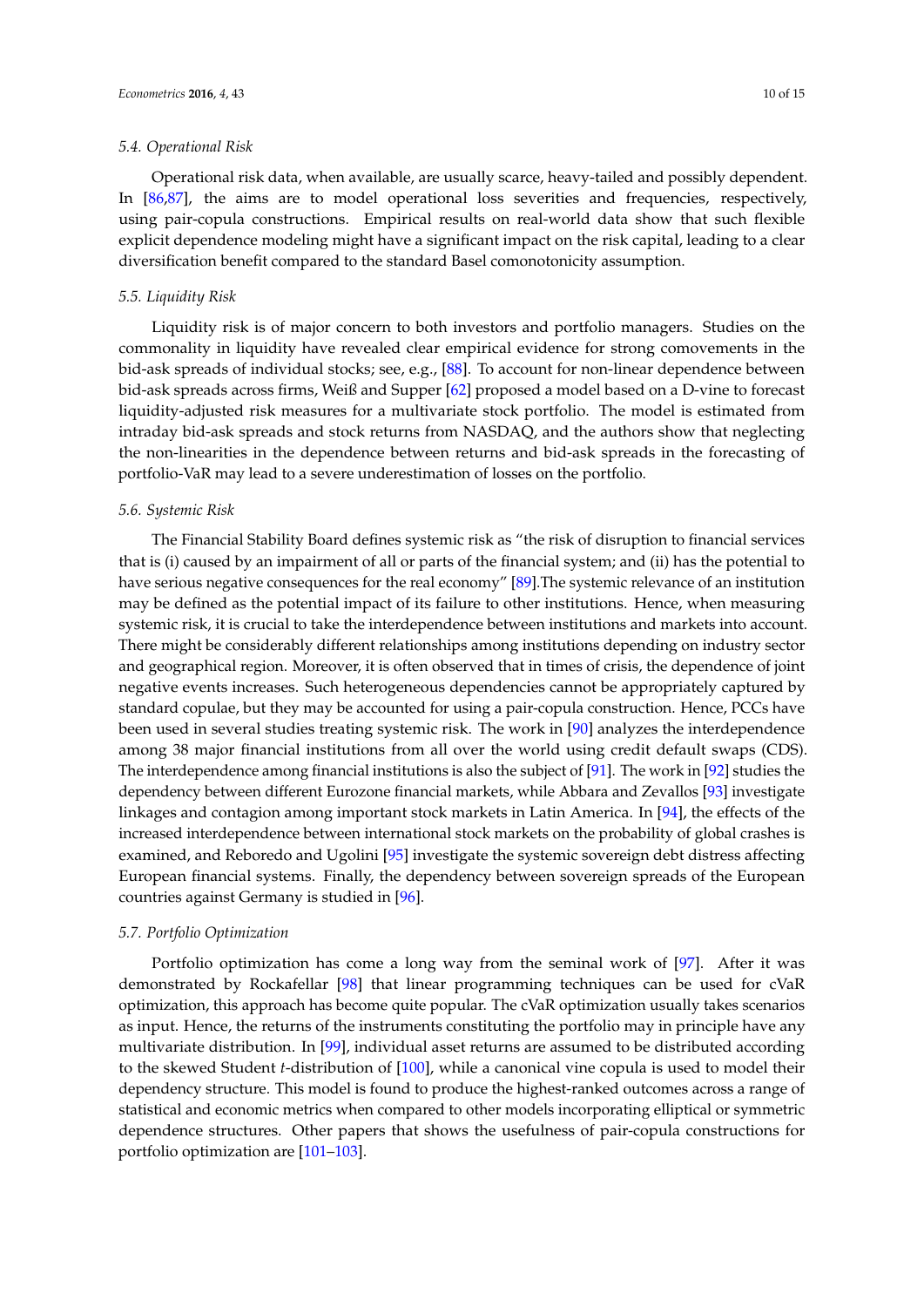### 5.4. Operational Risk

Operational risk data, when available, are usually scarce, heavy-tailed and possibly dependent. In [86,87], the aims are to model operational loss severities and frequencies, respectively, using pair-copula constructions. Empirical results on real-world data show that such flexible explicit dependence modeling might have a significant impact on the risk capital, leading to a clear diversification benefit compared to the standard Basel comonotonicity assumption.

### 5.5. Liquidity Risk

Liquidity risk is of major concern to both investors and portfolio managers. Studies on the commonality in liquidity have revealed clear empirical evidence for strong comovements in the bid-ask spreads of individual stocks; see, e.g., [88]. To account for non-linear dependence between bid-ask spreads across firms, Weiß and Supper [62] proposed a model based on a D-vine to forecast liquidity-adjusted risk measures for a multivariate stock portfolio. The model is estimated from intraday bid-ask spreads and stock returns from NASDAQ, and the authors show that neglecting the non-linearities in the dependence between returns and bid-ask spreads in the forecasting of portfolio-VaR may lead to a severe underestimation of losses on the portfolio.

### 5.6. Systemic Risk

The Financial Stability Board defines systemic risk as "the risk of disruption to financial services that is (i) caused by an impairment of all or parts of the financial system; and (ii) has the potential to have serious negative consequences for the real economy" [89].The systemic relevance of an institution may be defined as the potential impact of its failure to other institutions. Hence, when measuring systemic risk, it is crucial to take the interdependence between institutions and markets into account. There might be considerably different relationships among institutions depending on industry sector and geographical region. Moreover, it is often observed that in times of crisis, the dependence of joint negative events increases. Such heterogeneous dependencies cannot be appropriately captured by standard copulae, but they may be accounted for using a pair-copula construction. Hence, PCCs have been used in several studies treating systemic risk. The work in [90] analyzes the interdependence among 38 major financial institutions from all over the world using credit default swaps (CDS). The interdependence among financial institutions is also the subject of [91]. The work in [92] studies the dependency between different Eurozone financial markets, while Abbara and Zevallos [93] investigate linkages and contagion among important stock markets in Latin America. In [94], the effects of the increased interdependence between international stock markets on the probability of global crashes is examined, and Reboredo and Ugolini [95] investigate the systemic sovereign debt distress affecting European financial systems. Finally, the dependency between sovereign spreads of the European countries against Germany is studied in [96].

### 5.7. Portfolio Optimization

Portfolio optimization has come a long way from the seminal work of [97]. After it was demonstrated by Rockafellar [98] that linear programming techniques can be used for cVaR optimization, this approach has become quite popular. The cVaR optimization usually takes scenarios as input. Hence, the returns of the instruments constituting the portfolio may in principle have any multivariate distribution. In [99], individual asset returns are assumed to be distributed according to the skewed Student *t*-distribution of [100], while a canonical vine copula is used to model their dependency structure. This model is found to produce the highest-ranked outcomes across a range of statistical and economic metrics when compared to other models incorporating elliptical or symmetric dependence structures. Other papers that shows the usefulness of pair-copula constructions for portfolio optimization are [101–103].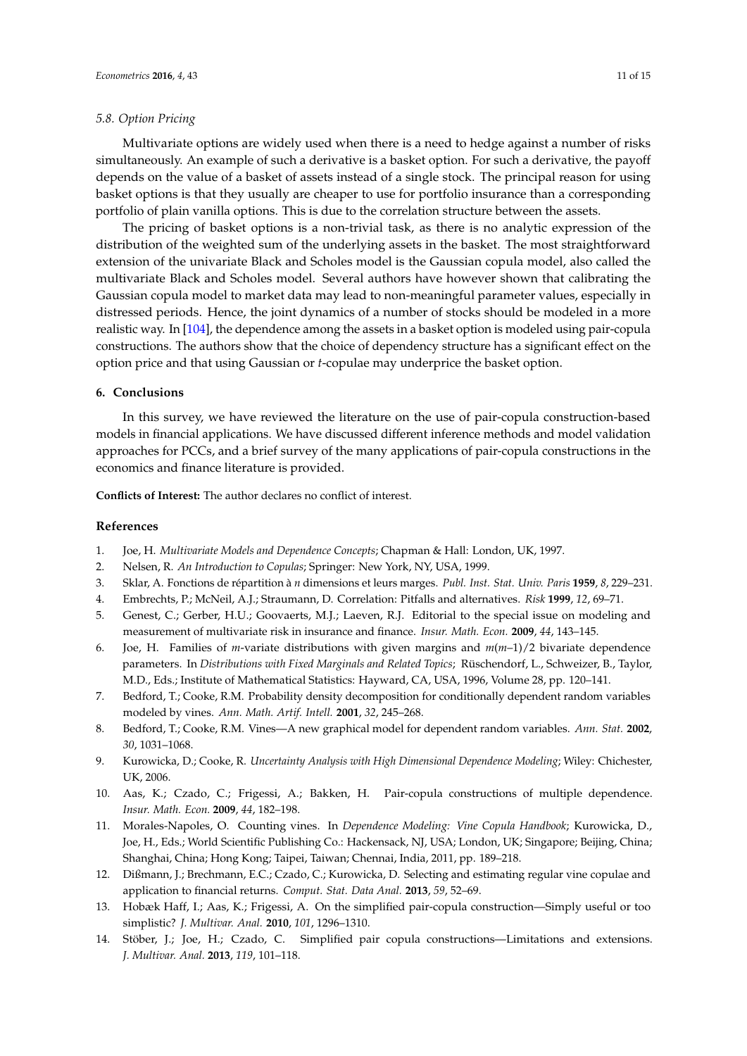### 5.8. Option Pricing

Multivariate options are widely used when there is a need to hedge against a number of risks simultaneously. An example of such a derivative is a basket option. For such a derivative, the payoff depends on the value of a basket of assets instead of a single stock. The principal reason for using basket options is that they usually are cheaper to use for portfolio insurance than a corresponding portfolio of plain vanilla options. This is due to the correlation structure between the assets.

The pricing of basket options is a non-trivial task, as there is no analytic expression of the distribution of the weighted sum of the underlying assets in the basket. The most straightforward extension of the univariate Black and Scholes model is the Gaussian copula model, also called the multivariate Black and Scholes model. Several authors have however shown that calibrating the Gaussian copula model to market data may lead to non-meaningful parameter values, especially in distressed periods. Hence, the joint dynamics of a number of stocks should be modeled in a more realistic way. In [104], the dependence among the assets in a basket option is modeled using pair-copula constructions. The authors show that the choice of dependency structure has a significant effect on the option price and that using Gaussian or *t*-copulae may underprice the basket option.

## 6. Conclusions

In this survey, we have reviewed the literature on the use of pair-copula construction-based models in financial applications. We have discussed different inference methods and model validation approaches for PCCs, and a brief survey of the many applications of pair-copula constructions in the economics and finance literature is provided.

**Conflicts of Interest:** The author declares no conflict of interest.

## References

1. Joe, H. *Multivariate Models and Dependence Concepts*; Chapman & Hall: London, UK, 1997.
2. Nelsen, R. *An Introduction to Copulas*; Springer: New York, NY, USA, 1999.
3. Sklar, A. Fonctions de répartition à *n* dimensions et leurs marges. *Publ. Inst. Stat. Univ. Paris* **1959**, *8*, 229–231.
4. Embrechts, P.; McNeil, A.J.; Straumann, D. Correlation: Pitfalls and alternatives. *Risk* **1999**, *12*, 69–71.
5. Genest, C.; Gerber, H.U.; Goovaerts, M.J.; Laeven, R.J. Editorial to the special issue on modeling and measurement of multivariate risk in insurance and finance. *Insur. Math. Econ.* **2009**, *44*, 143–145.
6. Joe, H. Families of $m$-variate distributions with given margins and $m(m-1)/2$ bivariate dependence parameters. In *Distributions with Fixed Marginals and Related Topics*; Rüschendorf, L., Schweizer, B., Taylor, M.D., Eds.; Institute of Mathematical Statistics: Hayward, CA, USA, 1996, Volume 28, pp. 120–141.
7. Bedford, T.; Cooke, R.M. Probability density decomposition for conditionally dependent random variables modeled by vines. *Ann. Math. Artif. Intell.* **2001**, *32*, 245–268.
8. Bedford, T.; Cooke, R.M. Vines—A new graphical model for dependent random variables. *Ann. Stat.* **2002**, *30*, 1031–1068.
9. Kurowicka, D.; Cooke, R. *Uncertainty Analysis with High Dimensional Dependence Modeling*; Wiley: Chichester, UK, 2006.
10. Aas, K.; Czado, C.; Frigessi, A.; Bakken, H. Pair-copula constructions of multiple dependence. *Insur. Math. Econ.* **2009**, *44*, 182–198.
11. Morales-Napoles, O. Counting vines. In *Dependence Modeling: Vine Copula Handbook*; Kurowicka, D., Joe, H., Eds.; World Scientific Publishing Co.: Hackensack, NJ, USA; London, UK; Singapore; Beijing, China; Shanghai, China; Hong Kong; Taipei, Taiwan; Chennai, India, 2011, pp. 189–218.
12. Dißmann, J.; Brechmann, E.C.; Czado, C.; Kurowicka, D. Selecting and estimating regular vine copulae and application to financial returns. *Comput. Stat. Data Anal.* **2013**, *59*, 52–69.
13. Hobæk Haff, I.; Aas, K.; Frigessi, A. On the simplified pair-copula construction—Simply useful or too simplistic? *J. Multivar. Anal.* **2010**, *101*, 1296–1310.
14. Stöber, J.; Joe, H.; Czado, C. Simplified pair copula constructions—Limitations and extensions. *J. Multivar. Anal.* **2013**, *119*, 101–118.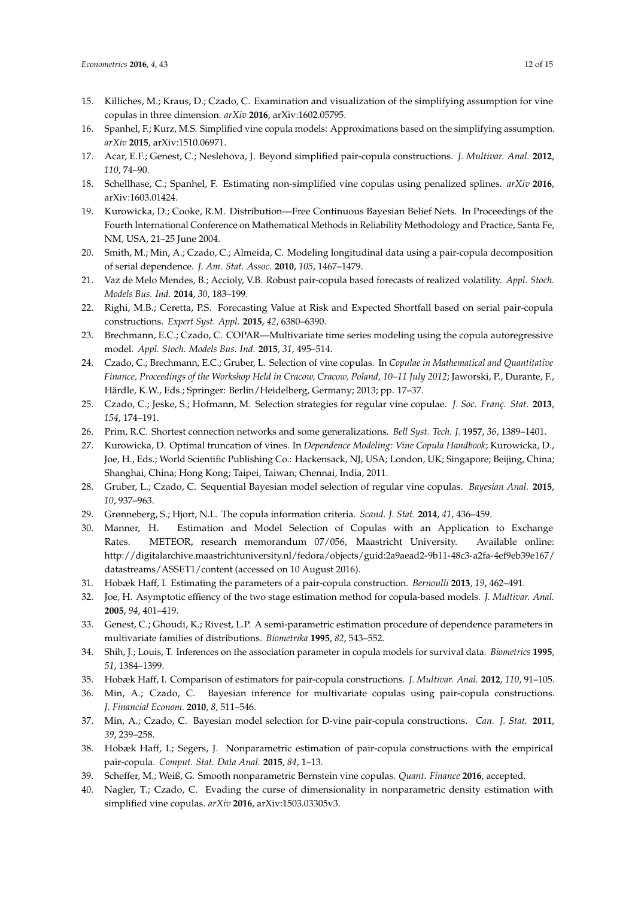15. Killiches, M.; Kraus, D.; Czado, C. Examination and visualization of the simplifying assumption for vine copulas in three dimension. *arXiv* **2016**, arXiv:1602.05795.
16. Spanhel, F.; Kurz, M.S. Simplified vine copula models: Approximations based on the simplifying assumption. *arXiv* **2015**, arXiv:1510.06971.
17. Acar, E.F.; Genest, C.; Neslehova, J. Beyond simplified pair-copula constructions. *J. Multivar. Anal.* **2012**, *110*, 74–90.
18. Schellhase, C.; Spanhel, F. Estimating non-simplified vine copulas using penalized splines. *arXiv* **2016**, arXiv:1603.01424.
19. Kurowicka, D.; Cooke, R.M. Distribution—Free Continuous Bayesian Belief Nets. In Proceedings of the Fourth International Conference on Mathematical Methods in Reliability Methodology and Practice, Santa Fe, NM, USA, 21–25 June 2004.
20. Smith, M.; Min, A.; Czado, C.; Almeida, C. Modeling longitudinal data using a pair-copula decomposition of serial dependence. *J. Am. Stat. Assoc.* **2010**, *105*, 1467–1479.
21. Vaz de Melo Mendes, B.; Accioly, V.B. Robust pair-copula based forecasts of realized volatility. *Appl. Stoch. Models Bus. Ind.* **2014**, *30*, 183–199.
22. Righi, M.B.; Ceretta, P.S. Forecasting Value at Risk and Expected Shortfall based on serial pair-copula constructions. *Expert Syst. Appl.* **2015**, *42*, 6380–6390.
23. Brechmann, E.C.; Czado, C. COPAR—Multivariate time series modeling using the copula autoregressive model. *Appl. Stoch. Models Bus. Ind.* **2015**, *31*, 495–514.
24. Czado, C.; Brechmann, E.C.; Gruber, L. Selection of vine copulas. In *Copulae in Mathematical and Quantitative Finance, Proceedings of the Workshop Held in Cracow, Cracow, Poland, 10–11 July 2012*; Jaworski, P., Durante, F., Härdle, K.W., Eds.; Springer: Berlin/Heidelberg, Germany; 2013; pp. 17–37.
25. Czado, C.; Jeske, S.; Hofmann, M. Selection strategies for regular vine copulae. *J. Soc. Franç. Stat.* **2013**, *154*, 174–191.
26. Prim, R.C. Shortest connection networks and some generalizations. *Bell Syst. Tech. J.* **1957**, *36*, 1389–1401.
27. Kurowicka, D. Optimal truncation of vines. In *Dependence Modeling: Vine Copula Handbook*; Kurowicka, D., Joe, H., Eds.; World Scientific Publishing Co.: Hackensack, NJ, USA; London, UK; Singapore; Beijing, China; Shanghai, China; Hong Kong; Taipei, Taiwan; Chennai, India, 2011.
28. Gruber, L.; Czado, C. Sequential Bayesian model selection of regular vine copulas. *Bayesian Anal.* **2015**, *10*, 937–963.
29. Grønneberg, S.; Hjort, N.L. The copula information criteria. *Scand. J. Stat.* **2014**, *41*, 436–459.
30. Manner, H. Estimation and Model Selection of Copulas with an Application to Exchange Rates. METEOR, research memorandum 07/056, Maastricht University. Available online: http://digitalarchive.maastrichtuniversity.nl/fedora/objects/guid:2a9aead2-9b11-48c3-a2fa-4ef9eb39e167/datastreams/ASSET1/content (accessed on 10 August 2016).
31. Hobæk Haff, I. Estimating the parameters of a pair-copula construction. *Bernoulli* **2013**, *19*, 462–491.
32. Joe, H. Asymptotic effiency of the two stage estimation method for copula-based models. *J. Multivar. Anal.* **2005**, *94*, 401–419.
33. Genest, C.; Ghoudi, K.; Rivest, L.P. A semi-parametric estimation procedure of dependence parameters in multivariate families of distributions. *Biometrika* **1995**, *82*, 543–552.
34. Shih, J.; Louis, T. Inferences on the association parameter in copula models for survival data. *Biometrics* **1995**, *51*, 1384–1399.
35. Hobæk Haff, I. Comparison of estimators for pair-copula constructions. *J. Multivar. Anal.* **2012**, *110*, 91–105.
36. Min, A.; Czado, C. Bayesian inference for multivariate copulas using pair-copula constructions. *J. Financial Econom.* **2010**, *8*, 511–546.
37. Min, A.; Czado, C. Bayesian model selection for D-vine pair-copula constructions. *Can. J. Stat.* **2011**, *39*, 239–258.
38. Hobæk Haff, I.; Segers, J. Nonparametric estimation of pair-copula constructions with the empirical pair-copula. *Comput. Stat. Data Anal.* **2015**, *84*, 1–13.
39. Scheffer, M.; Weiß, G. Smooth nonparametric Bernstein vine copulas. *Quant. Finance* **2016**, accepted.
40. Nagler, T.; Czado, C. Evading the curse of dimensionality in nonparametric density estimation with simplified vine copulas. *arXiv* **2016**, arXiv:1503.03305v3.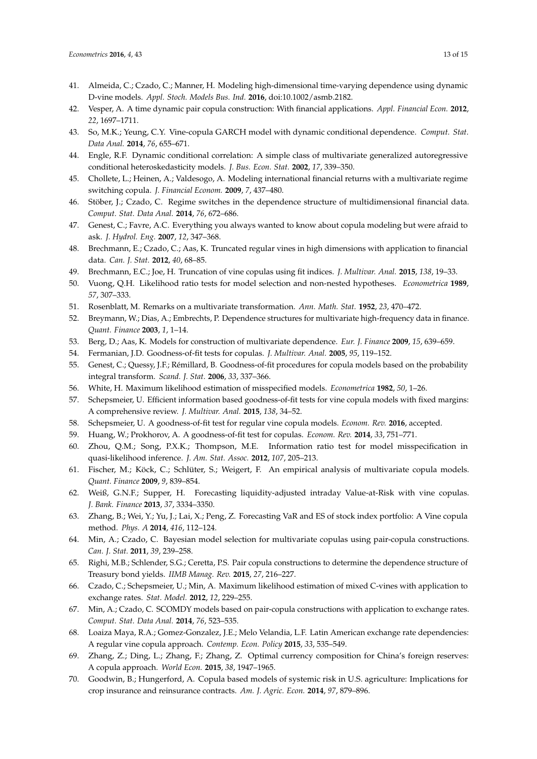41. Almeida, C.; Czado, C.; Manner, H. Modeling high-dimensional time-varying dependence using dynamic D-vine models. *Appl. Stoch. Models Bus. Ind.* **2016**, doi:10.1002/asmb.2182.
42. Vesper, A. A time dynamic pair copula construction: With financial applications. *Appl. Financial Econ.* **2012**, *22*, 1697–1711.
43. So, M.K.; Yeung, C.Y. Vine-copula GARCH model with dynamic conditional dependence. *Comput. Stat. Data Anal.* **2014**, *76*, 655–671.
44. Engle, R.F. Dynamic conditional correlation: A simple class of multivariate generalized autoregressive conditional heteroskedasticity models. *J. Bus. Econ. Stat.* **2002**, *17*, 339–350.
45. Chollete, L.; Heinen, A.; Valdesogo, A. Modeling international financial returns with a multivariate regime switching copula. *J. Financial Econom.* **2009**, *7*, 437–480.
46. Stöber, J.; Czado, C. Regime switches in the dependence structure of multidimensional financial data. *Comput. Stat. Data Anal.* **2014**, *76*, 672–686.
47. Genest, C.; Favre, A.C. Everything you always wanted to know about copula modeling but were afraid to ask. *J. Hydrol. Eng.* **2007**, *12*, 347–368.
48. Brechmann, E.; Czado, C.; Aas, K. Truncated regular vines in high dimensions with application to financial data. *Can. J. Stat.* **2012**, *40*, 68–85.
49. Brechmann, E.C.; Joe, H. Truncation of vine copulas using fit indices. *J. Multivar. Anal.* **2015**, *138*, 19–33.
50. Vuong, Q.H. Likelihood ratio tests for model selection and non-nested hypotheses. *Econometrica* **1989**, *57*, 307–333.
51. Rosenblatt, M. Remarks on a multivariate transformation. *Ann. Math. Stat.* **1952**, *23*, 470–472.
52. Breymann, W.; Dias, A.; Embrechts, P. Dependence structures for multivariate high-frequency data in finance. *Quant. Finance* **2003**, *1*, 1–14.
53. Berg, D.; Aas, K. Models for construction of multivariate dependence. *Eur. J. Finance* **2009**, *15*, 639–659.
54. Fermanian, J.D. Goodness-of-fit tests for copulas. *J. Multivar. Anal.* **2005**, *95*, 119–152.
55. Genest, C.; Quessy, J.F.; Rémillard, B. Goodness-of-fit procedures for copula models based on the probability integral transform. *Scand. J. Stat.* **2006**, *33*, 337–366.
56. White, H. Maximum likelihood estimation of misspecified models. *Econometrica* **1982**, *50*, 1–26.
57. Schepsmeier, U. Efficient information based goodness-of-fit tests for vine copula models with fixed margins: A comprehensive review. *J. Multivar. Anal.* **2015**, *138*, 34–52.
58. Schepsmeier, U. A goodness-of-fit test for regular vine copula models. *Econom. Rev.* **2016**, accepted.
59. Huang, W.; Prokhorov, A. A goodness-of-fit test for copulas. *Econom. Rev.* **2014**, *33*, 751–771.
60. Zhou, Q.M.; Song, P.X.K.; Thompson, M.E. Information ratio test for model misspecification in quasi-likelihood inference. *J. Am. Stat. Assoc.* **2012**, *107*, 205–213.
61. Fischer, M.; Köck, C.; Schlüter, S.; Weigert, F. An empirical analysis of multivariate copula models. *Quant. Finance* **2009**, *9*, 839–854.
62. Weiß, G.N.F.; Supper, H. Forecasting liquidity-adjusted intraday Value-at-Risk with vine copulas. *J. Bank. Finance* **2013**, *37*, 3334–3350.
63. Zhang, B.; Wei, Y.; Yu, J.; Lai, X.; Peng, Z. Forecasting VaR and ES of stock index portfolio: A Vine copula method. *Phys. A* **2014**, *416*, 112–124.
64. Min, A.; Czado, C. Bayesian model selection for multivariate copulas using pair-copula constructions. *Can. J. Stat.* **2011**, *39*, 239–258.
65. Righi, M.B.; Schlender, S.G.; Ceretta, P.S. Pair copula constructions to determine the dependence structure of Treasury bond yields. *IIMB Manag. Rev.* **2015**, *27*, 216–227.
66. Czado, C.; Schepsmeier, U.; Min, A. Maximum likelihood estimation of mixed C-vines with application to exchange rates. *Stat. Model.* **2012**, *12*, 229–255.
67. Min, A.; Czado, C. SCOMDY models based on pair-copula constructions with application to exchange rates. *Comput. Stat. Data Anal.* **2014**, *76*, 523–535.
68. Loaiza Maya, R.A.; Gomez-Gonzalez, J.E.; Melo Velandia, L.F. Latin American exchange rate dependencies: A regular vine copula approach. *Contemp. Econ. Policy* **2015**, *33*, 535–549.
69. Zhang, Z.; Ding, L.; Zhang, F.; Zhang, Z. Optimal currency composition for China's foreign reserves: A copula approach. *World Econ.* **2015**, *38*, 1947–1965.
70. Goodwin, B.; Hungerford, A. Copula based models of systemic risk in U.S. agriculture: Implications for crop insurance and reinsurance contracts. *Am. J. Agric. Econ.* **2014**, *97*, 879–896.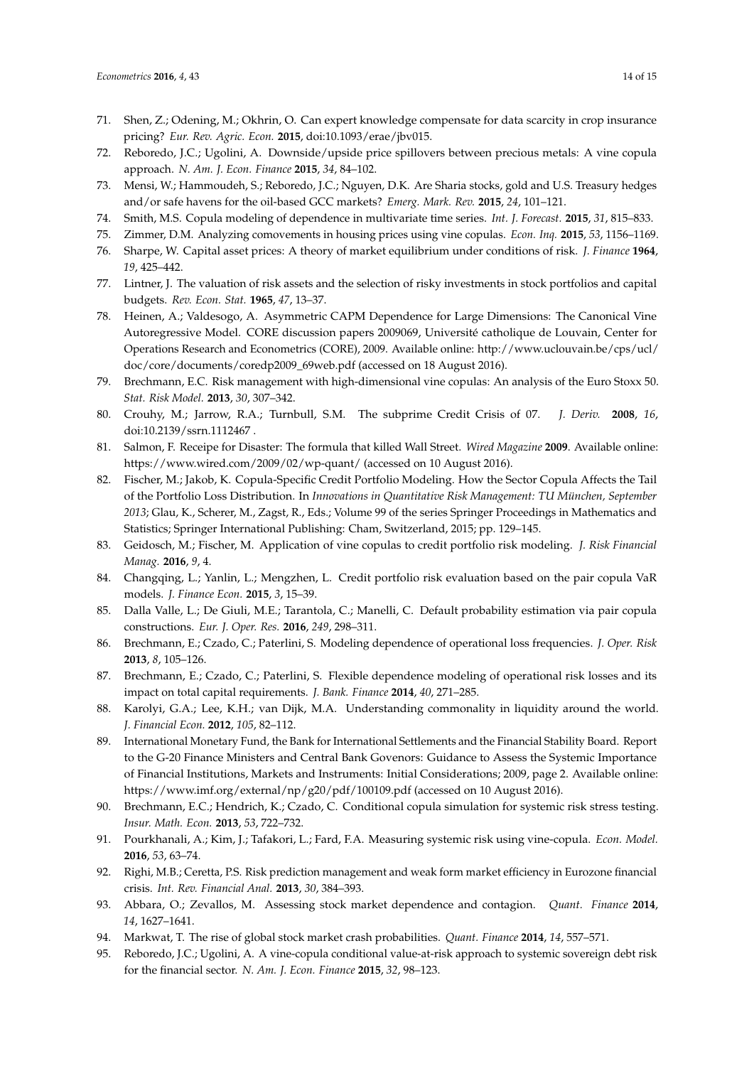71. Shen, Z.; Odening, M.; Okhrin, O. Can expert knowledge compensate for data scarcity in crop insurance pricing? *Eur. Rev. Agric. Econ.* **2015**, doi:10.1093/erae/jbv015.
72. Reboredo, J.C.; Ugolini, A. Downside/upside price spillovers between precious metals: A vine copula approach. *N. Am. J. Econ. Finance* **2015**, *34*, 84–102.
73. Mensi, W.; Hammoudeh, S.; Reboredo, J.C.; Nguyen, D.K. Are Sharia stocks, gold and U.S. Treasury hedges and/or safe havens for the oil-based GCC markets? *Emerg. Mark. Rev.* **2015**, *24*, 101–121.
74. Smith, M.S. Copula modeling of dependence in multivariate time series. *Int. J. Forecast.* **2015**, *31*, 815–833.
75. Zimmer, D.M. Analyzing comovements in housing prices using vine copulas. *Econ. Inq.* **2015**, *53*, 1156–1169.
76. Sharpe, W. Capital asset prices: A theory of market equilibrium under conditions of risk. *J. Finance* **1964**, *19*, 425–442.
77. Lintner, J. The valuation of risk assets and the selection of risky investments in stock portfolios and capital budgets. *Rev. Econ. Stat.* **1965**, *47*, 13–37.
78. Heinen, A.; Valdesogo, A. Asymmetric CAPM Dependence for Large Dimensions: The Canonical Vine Autoregressive Model. CORE discussion papers 2009069, Université catholique de Louvain, Center for Operations Research and Econometrics (CORE), 2009. Available online: http://www.uclouvain.be/cps/ucl/doc/core/documents/coredp2009_69web.pdf (accessed on 18 August 2016).
79. Brechmann, E.C. Risk management with high-dimensional vine copulas: An analysis of the Euro Stoxx 50. *Stat. Risk Model.* **2013**, *30*, 307–342.
80. Crouhy, M.; Jarrow, R.A.; Turnbull, S.M. The subprime Credit Crisis of 07. *J. Deriv.* **2008**, *16*, doi:10.2139/ssrn.1112467 .
81. Salmon, F. Receipe for Disaster: The formula that killed Wall Street. *Wired Magazine* **2009**. Available online: https://www.wired.com/2009/02/wp-quant/ (accessed on 10 August 2016).
82. Fischer, M.; Jakob, K. Copula-Specific Credit Portfolio Modeling. How the Sector Copula Affects the Tail of the Portfolio Loss Distribution. In *Innovations in Quantitative Risk Management: TU München, September 2013*; Glau, K., Scherer, M., Zagst, R., Eds.; Volume 99 of the series Springer Proceedings in Mathematics and Statistics; Springer International Publishing: Cham, Switzerland, 2015; pp. 129–145.
83. Geidosch, M.; Fischer, M. Application of vine copulas to credit portfolio risk modeling. *J. Risk Financial Manag.* **2016**, *9*, 4.
84. Changqing, L.; Yanlin, L.; Mengzhen, L. Credit portfolio risk evaluation based on the pair copula VaR models. *J. Finance Econ.* **2015**, *3*, 15–39.
85. Dalla Valle, L.; De Giuli, M.E.; Tarantola, C.; Manelli, C. Default probability estimation via pair copula constructions. *Eur. J. Oper. Res.* **2016**, *249*, 298–311.
86. Brechmann, E.; Czado, C.; Paterlini, S. Modeling dependence of operational loss frequencies. *J. Oper. Risk* **2013**, *8*, 105–126.
87. Brechmann, E.; Czado, C.; Paterlini, S. Flexible dependence modeling of operational risk losses and its impact on total capital requirements. *J. Bank. Finance* **2014**, *40*, 271–285.
88. Karolyi, G.A.; Lee, K.H.; van Dijk, M.A. Understanding commonality in liquidity around the world. *J. Financial Econ.* **2012**, *105*, 82–112.
89. International Monetary Fund, the Bank for International Settlements and the Financial Stability Board. Report to the G-20 Finance Ministers and Central Bank Govenors: Guidance to Assess the Systemic Importance of Financial Institutions, Markets and Instruments: Initial Considerations; 2009, page 2. Available online: https://www.imf.org/external/np/g20/pdf/100109.pdf (accessed on 10 August 2016).
90. Brechmann, E.C.; Hendrich, K.; Czado, C. Conditional copula simulation for systemic risk stress testing. *Insur. Math. Econ.* **2013**, *53*, 722–732.
91. Pourkhanali, A.; Kim, J.; Tafakori, L.; Fard, F.A. Measuring systemic risk using vine-copula. *Econ. Model.* **2016**, *53*, 63–74.
92. Righi, M.B.; Ceretta, P.S. Risk prediction management and weak form market efficiency in Eurozone financial crisis. *Int. Rev. Financial Anal.* **2013**, *30*, 384–393.
93. Abbara, O.; Zevallos, M. Assessing stock market dependence and contagion. *Quant. Finance* **2014**, *14*, 1627–1641.
94. Markwat, T. The rise of global stock market crash probabilities. *Quant. Finance* **2014**, *14*, 557–571.
95. Reboredo, J.C.; Ugolini, A. A vine-copula conditional value-at-risk approach to systemic sovereign debt risk for the financial sector. *N. Am. J. Econ. Finance* **2015**, *32*, 98–123.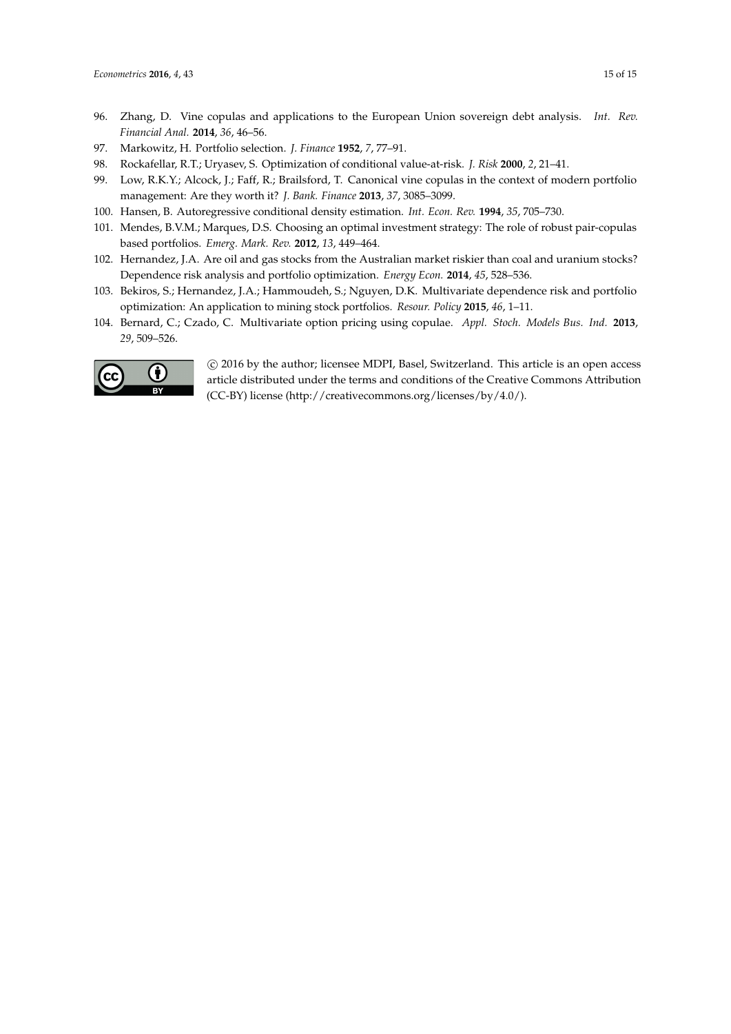96. Zhang, D. Vine copulas and applications to the European Union sovereign debt analysis. *Int. Rev. Financial Anal.* **2014**, *36*, 46–56.
97. Markowitz, H. Portfolio selection. *J. Finance* **1952**, *7*, 77–91.
98. Rockafellar, R.T.; Uryasev, S. Optimization of conditional value-at-risk. *J. Risk* **2000**, *2*, 21–41.
99. Low, R.K.Y.; Alcock, J.; Faff, R.; Brailsford, T. Canonical vine copulas in the context of modern portfolio management: Are they worth it? *J. Bank. Finance* **2013**, *37*, 3085–3099.
100. Hansen, B. Autoregressive conditional density estimation. *Int. Econ. Rev.* **1994**, *35*, 705–730.
101. Mendes, B.V.M.; Marques, D.S. Choosing an optimal investment strategy: The role of robust pair-copulas based portfolios. *Emerg. Mark. Rev.* **2012**, *13*, 449–464.
102. Hernandez, J.A. Are oil and gas stocks from the Australian market riskier than coal and uranium stocks? Dependence risk analysis and portfolio optimization. *Energy Econ.* **2014**, *45*, 528–536.
103. Bekiros, S.; Hernandez, J.A.; Hammoudeh, S.; Nguyen, D.K. Multivariate dependence risk and portfolio optimization: An application to mining stock portfolios. *Resour. Policy* **2015**, *46*, 1–11.
104. Bernard, C.; Czado, C. Multivariate option pricing using copulae. *Appl. Stoch. Models Bus. Ind.* **2013**, *29*, 509–526.

© 2016 by the author; licensee MDPI, Basel, Switzerland. This article is an open access article distributed under the terms and conditions of the Creative Commons Attribution (CC-BY) license (http://creativecommons.org/licenses/by/4.0/).